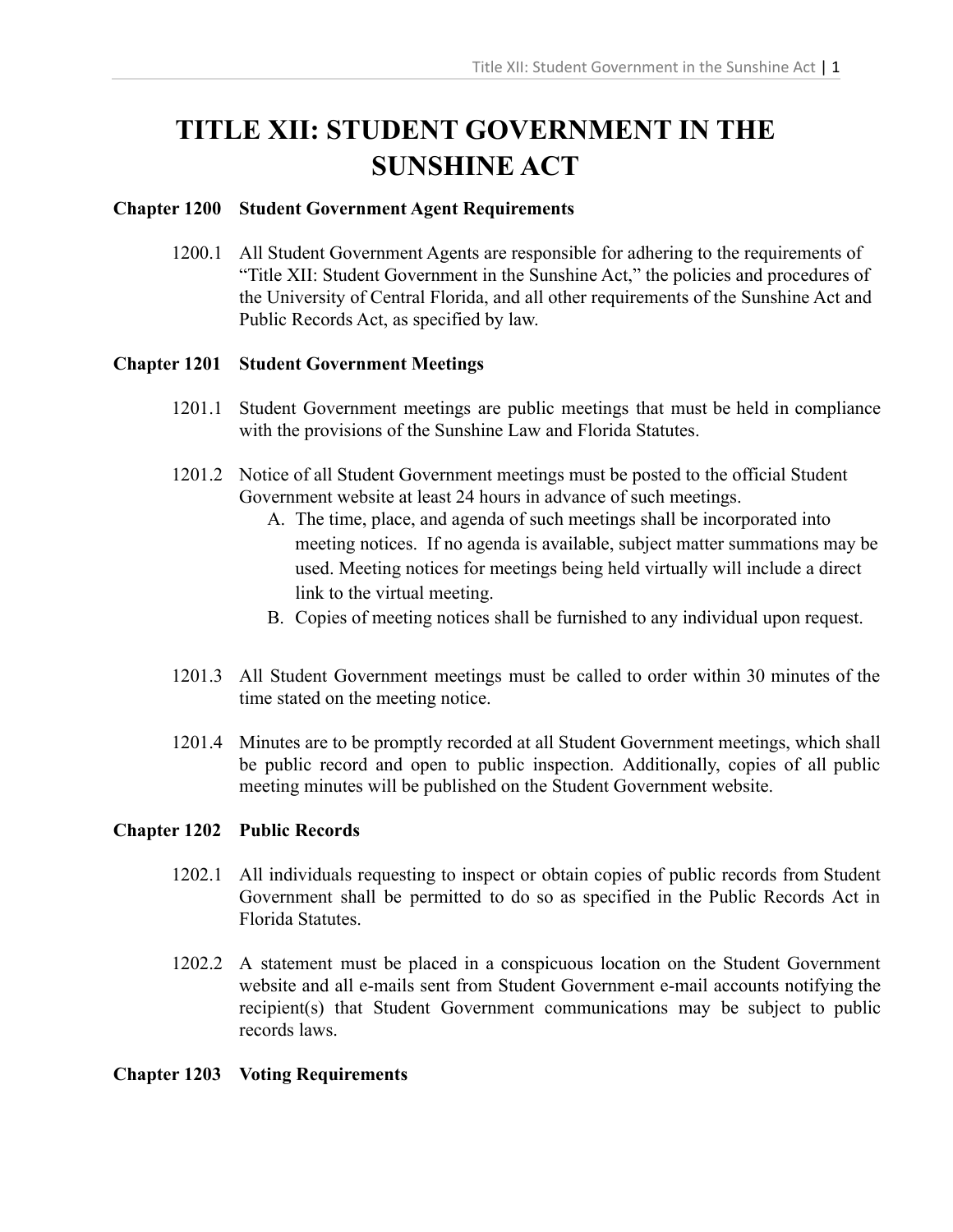# TITLE XII: STUDENT GOVERNMENT IN THE SUNSHINE ACT

## Chapter 1200 Student Government Agent Requirements

1200.1 All Student Government Agents are responsible for adhering to the requirements of "Title XII: Student Government in the Sunshine Act," the policies and procedures of the University of Central Florida, and all other requirements of the Sunshine Act and Public Records Act, as specified by law.

## Chapter 1201 Student Government Meetings

1201.1 Student Government meetings are public meetings that must be held in compliance with the provisions of the Sunshine Law and Florida Statutes.

1201.2 Notice of all Student Government meetings must be posted to the official Student Government website at least 24 hours in advance of such meetings.

A. The time, place, and agenda of such meetings shall be incorporated into meeting notices. If no agenda is available, subject matter summations may be used. Meeting notices for meetings being held virtually will include a direct link to the virtual meeting.

B. Copies of meeting notices shall be furnished to any individual upon request.

1201.3 All Student Government meetings must be called to order within 30 minutes of the time stated on the meeting notice.

1201.4 Minutes are to be promptly recorded at all Student Government meetings, which shall be public record and open to public inspection. Additionally, copies of all public meeting minutes will be published on the Student Government website.

## Chapter 1202 Public Records

1202.1 All individuals requesting to inspect or obtain copies of public records from Student Government shall be permitted to do so as specified in the Public Records Act in Florida Statutes.

1202.2 A statement must be placed in a conspicuous location on the Student Government website and all e-mails sent from Student Government e-mail accounts notifying the recipient(s) that Student Government communications may be subject to public records laws.

## Chapter 1203 Voting Requirements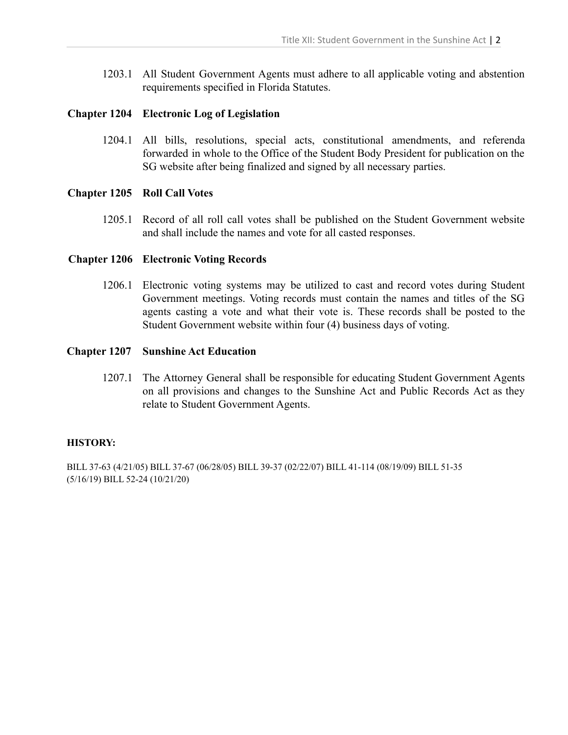1203.1 All Student Government Agents must adhere to all applicable voting and abstention requirements specified in Florida Statutes.

### Chapter 1204 Electronic Log of Legislation

1204.1 All bills, resolutions, special acts, constitutional amendments, and referenda forwarded in whole to the Office of the Student Body President for publication on the SG website after being finalized and signed by all necessary parties.

### Chapter 1205 Roll Call Votes

1205.1 Record of all roll call votes shall be published on the Student Government website and shall include the names and vote for all casted responses.

### Chapter 1206 Electronic Voting Records

1206.1 Electronic voting systems may be utilized to cast and record votes during Student Government meetings. Voting records must contain the names and titles of the SG agents casting a vote and what their vote is. These records shall be posted to the Student Government website within four (4) business days of voting.

### Chapter 1207 Sunshine Act Education

1207.1 The Attorney General shall be responsible for educating Student Government Agents on all provisions and changes to the Sunshine Act and Public Records Act as they relate to Student Government Agents.

**HISTORY:**

BILL 37-63 (4/21/05) BILL 37-67 (06/28/05) BILL 39-37 (02/22/07) BILL 41-114 (08/19/09) BILL 51-35 (5/16/19) BILL 52-24 (10/21/20)